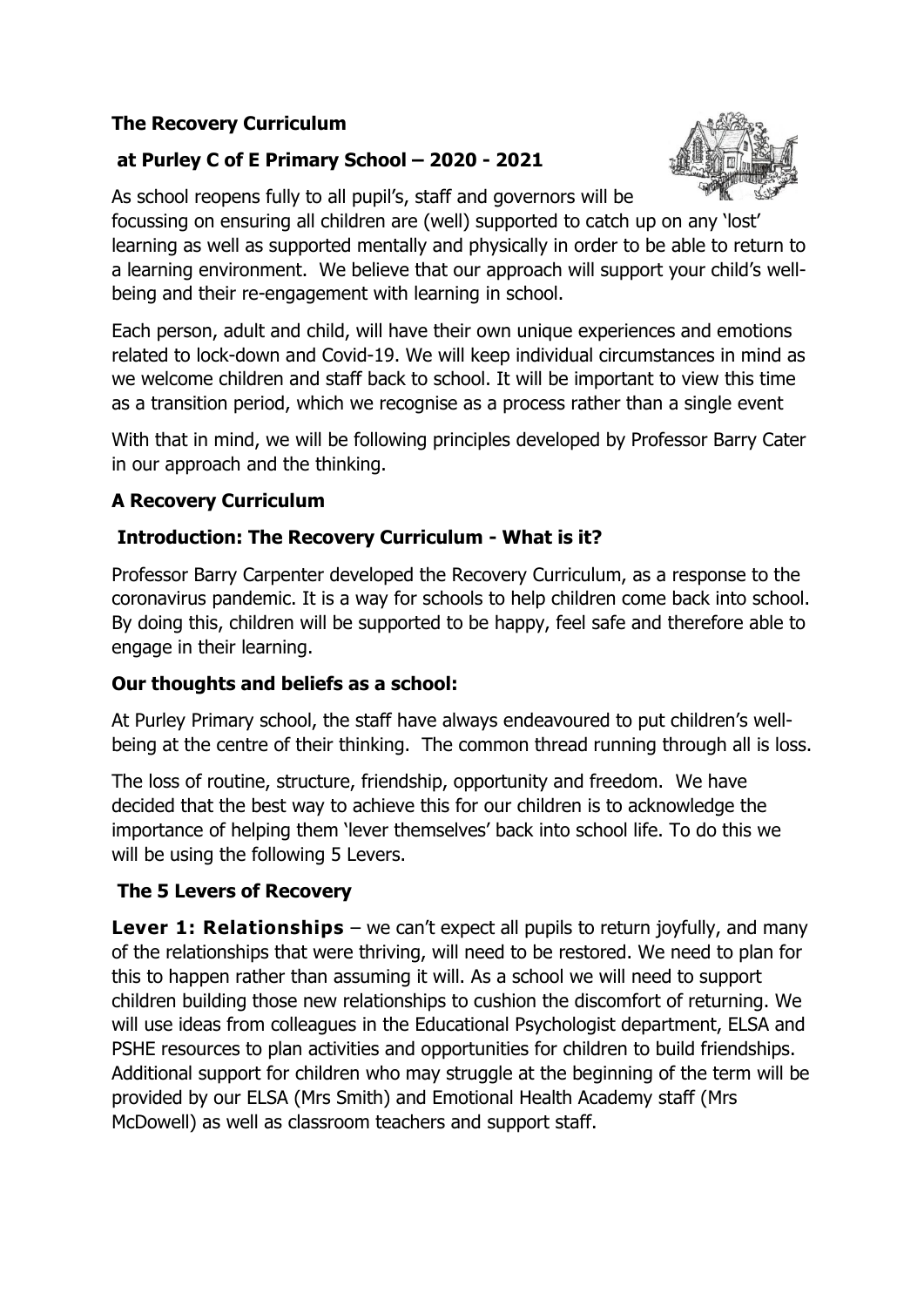**The Recovery Curriculum**

**at Purley C of E Primary School – 2020 - 2021**

As school reopens fully to all pupil's, staff and governors will be focussing on ensuring all children are (well) supported to catch up on any 'lost' learning as well as supported mentally and physically in order to be able to return to a learning environment. We believe that our approach will support your child's well-being and their re-engagement with learning in school.

Each person, adult and child, will have their own unique experiences and emotions related to lock-down and Covid-19. We will keep individual circumstances in mind as we welcome children and staff back to school. It will be important to view this time as a transition period, which we recognise as a process rather than a single event

With that in mind, we will be following principles developed by Professor Barry Cater in our approach and the thinking.

## A Recovery Curriculum

### Introduction: The Recovery Curriculum - What is it?

Professor Barry Carpenter developed the Recovery Curriculum, as a response to the coronavirus pandemic. It is a way for schools to help children come back into school. By doing this, children will be supported to be happy, feel safe and therefore able to engage in their learning.

### Our thoughts and beliefs as a school:

At Purley Primary school, the staff have always endeavoured to put children's well-being at the centre of their thinking. The common thread running through all is loss.

The loss of routine, structure, friendship, opportunity and freedom. We have decided that the best way to achieve this for our children is to acknowledge the importance of helping them 'lever themselves' back into school life. To do this we will be using the following 5 Levers.

### The 5 Levers of Recovery

**Lever 1: Relationships** – we can't expect all pupils to return joyfully, and many of the relationships that were thriving, will need to be restored. We need to plan for this to happen rather than assuming it will. As a school we will need to support children building those new relationships to cushion the discomfort of returning. We will use ideas from colleagues in the Educational Psychologist department, ELSA and PSHE resources to plan activities and opportunities for children to build friendships. Additional support for children who may struggle at the beginning of the term will be provided by our ELSA (Mrs Smith) and Emotional Health Academy staff (Mrs McDowell) as well as classroom teachers and support staff.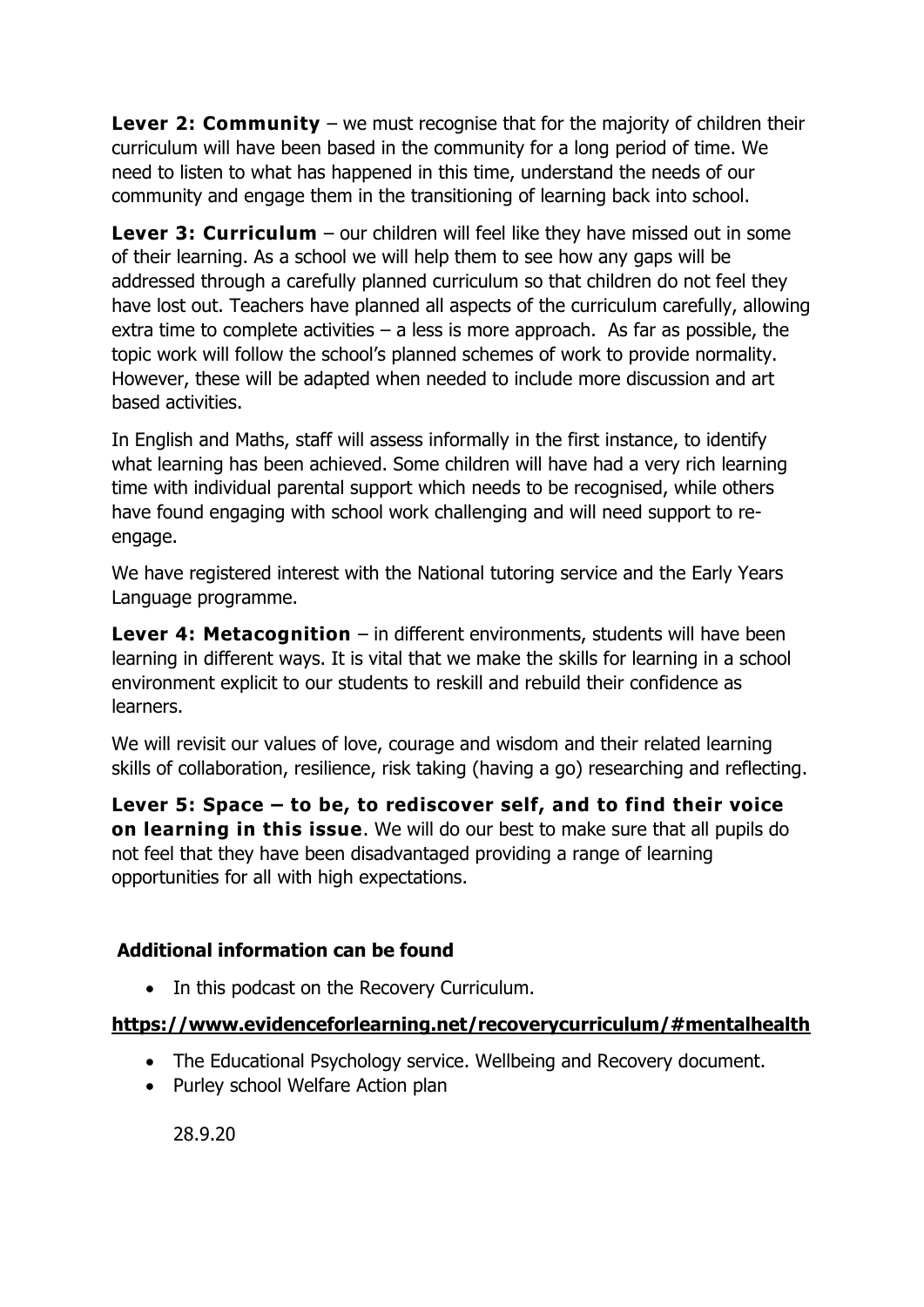**Lever 2: Community** – we must recognise that for the majority of children their curriculum will have been based in the community for a long period of time. We need to listen to what has happened in this time, understand the needs of our community and engage them in the transitioning of learning back into school.

**Lever 3: Curriculum** – our children will feel like they have missed out in some of their learning. As a school we will help them to see how any gaps will be addressed through a carefully planned curriculum so that children do not feel they have lost out. Teachers have planned all aspects of the curriculum carefully, allowing extra time to complete activities – a less is more approach. As far as possible, the topic work will follow the school's planned schemes of work to provide normality. However, these will be adapted when needed to include more discussion and art based activities.

In English and Maths, staff will assess informally in the first instance, to identify what learning has been achieved. Some children will have had a very rich learning time with individual parental support which needs to be recognised, while others have found engaging with school work challenging and will need support to re-engage.

We have registered interest with the National tutoring service and the Early Years Language programme.

**Lever 4: Metacognition** – in different environments, students will have been learning in different ways. It is vital that we make the skills for learning in a school environment explicit to our students to reskill and rebuild their confidence as learners.

We will revisit our values of love, courage and wisdom and their related learning skills of collaboration, resilience, risk taking (having a go) researching and reflecting.

**Lever 5: Space – to be, to rediscover self, and to find their voice on learning in this issue**. We will do our best to make sure that all pupils do not feel that they have been disadvantaged providing a range of learning opportunities for all with high expectations.

**Additional information can be found**

- In this podcast on the Recovery Curriculum.

**https://www.evidenceforlearning.net/recoverycurriculum/#mentalhealth**

- The Educational Psychology service. Wellbeing and Recovery document.
- Purley school Welfare Action plan

28.9.20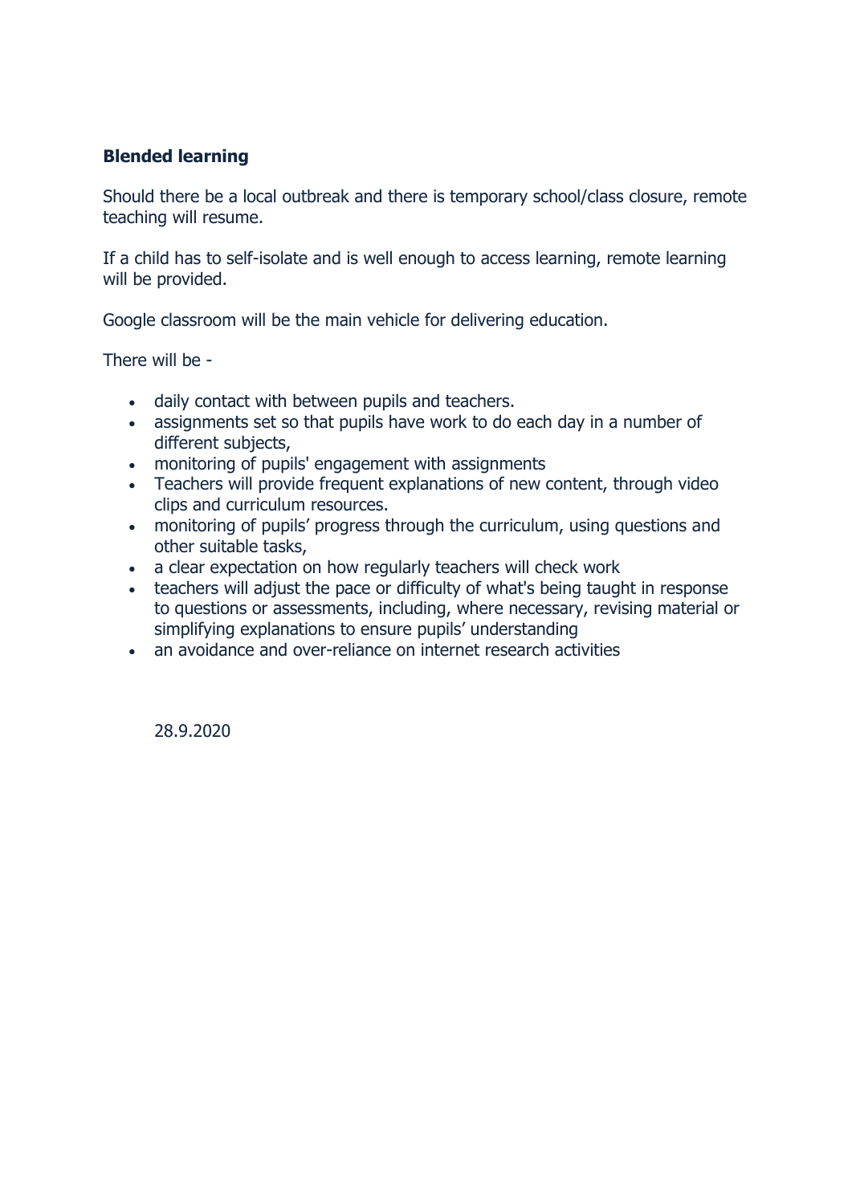**Blended learning**

Should there be a local outbreak and there is temporary school/class closure, remote teaching will resume.

If a child has to self-isolate and is well enough to access learning, remote learning will be provided.

Google classroom will be the main vehicle for delivering education.

There will be -

- daily contact with between pupils and teachers.
- assignments set so that pupils have work to do each day in a number of different subjects,
- monitoring of pupils' engagement with assignments
- Teachers will provide frequent explanations of new content, through video clips and curriculum resources.
- monitoring of pupils' progress through the curriculum, using questions and other suitable tasks,
- a clear expectation on how regularly teachers will check work
- teachers will adjust the pace or difficulty of what's being taught in response to questions or assessments, including, where necessary, revising material or simplifying explanations to ensure pupils' understanding
- an avoidance and over-reliance on internet research activities

28.9.2020